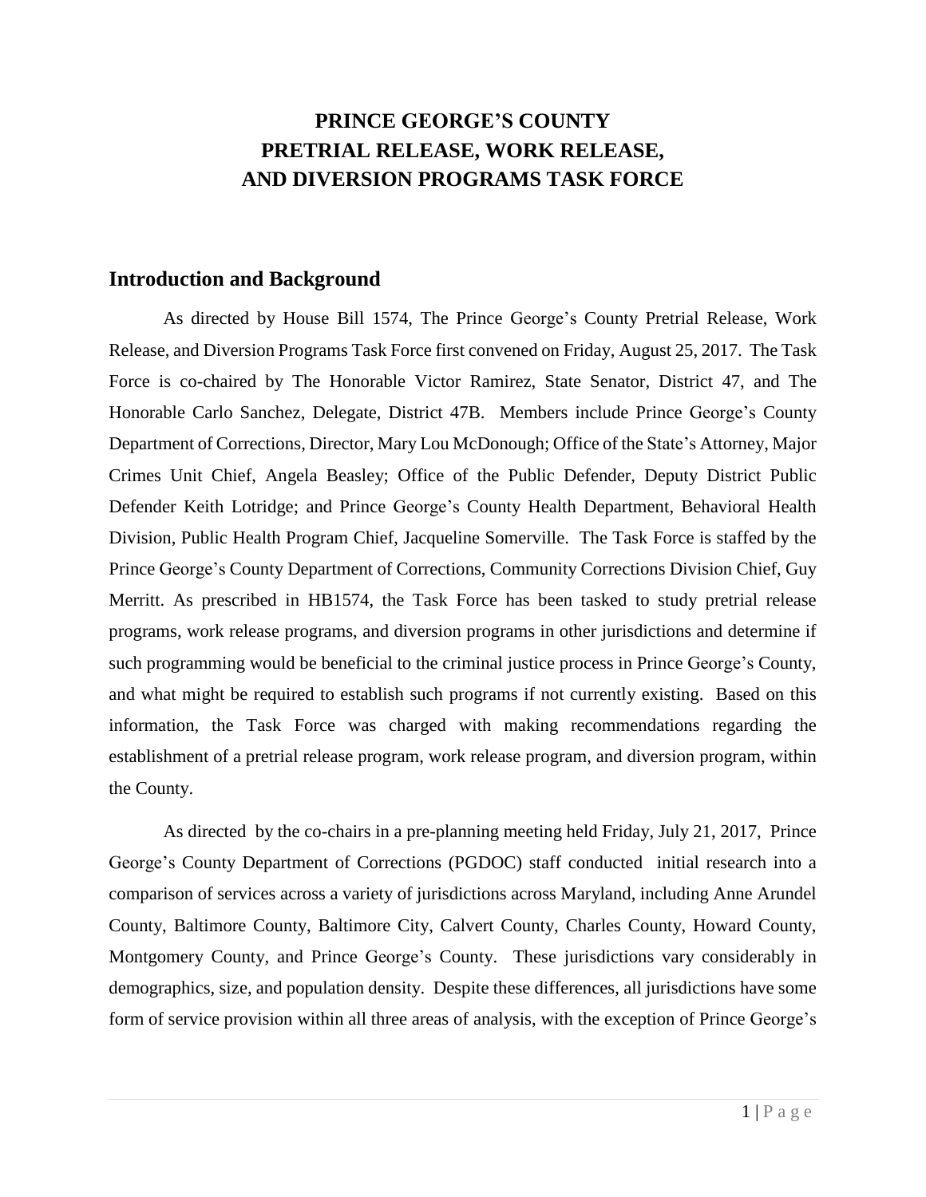# PRINCE GEORGE'S COUNTY PRETRIAL RELEASE, WORK RELEASE, AND DIVERSION PROGRAMS TASK FORCE

## Introduction and Background

As directed by House Bill 1574, The Prince George's County Pretrial Release, Work Release, and Diversion Programs Task Force first convened on Friday, August 25, 2017. The Task Force is co-chaired by The Honorable Victor Ramirez, State Senator, District 47, and The Honorable Carlo Sanchez, Delegate, District 47B. Members include Prince George's County Department of Corrections, Director, Mary Lou McDonough; Office of the State's Attorney, Major Crimes Unit Chief, Angela Beasley; Office of the Public Defender, Deputy District Public Defender Keith Lotridge; and Prince George's County Health Department, Behavioral Health Division, Public Health Program Chief, Jacqueline Somerville. The Task Force is staffed by the Prince George's County Department of Corrections, Community Corrections Division Chief, Guy Merritt. As prescribed in HB1574, the Task Force has been tasked to study pretrial release programs, work release programs, and diversion programs in other jurisdictions and determine if such programming would be beneficial to the criminal justice process in Prince George's County, and what might be required to establish such programs if not currently existing. Based on this information, the Task Force was charged with making recommendations regarding the establishment of a pretrial release program, work release program, and diversion program, within the County.

As directed by the co-chairs in a pre-planning meeting held Friday, July 21, 2017, Prince George's County Department of Corrections (PGDOC) staff conducted initial research into a comparison of services across a variety of jurisdictions across Maryland, including Anne Arundel County, Baltimore County, Baltimore City, Calvert County, Charles County, Howard County, Montgomery County, and Prince George's County. These jurisdictions vary considerably in demographics, size, and population density. Despite these differences, all jurisdictions have some form of service provision within all three areas of analysis, with the exception of Prince George's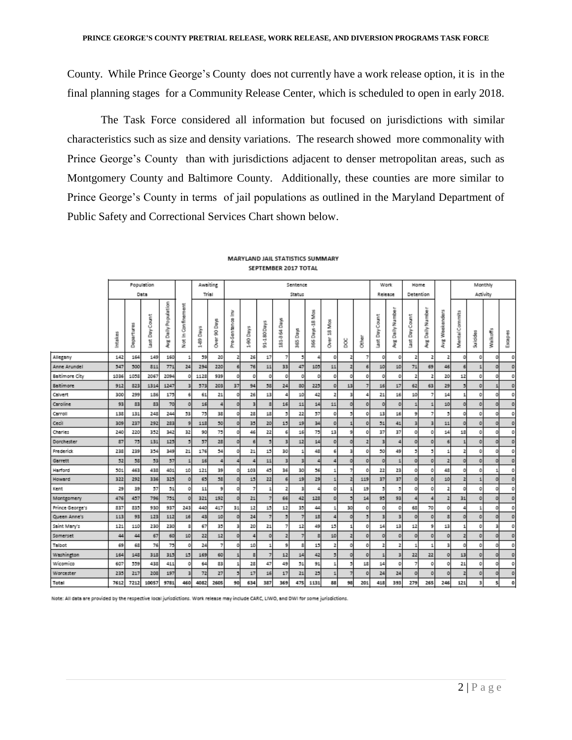County. While Prince George's County does not currently have a work release option, it is in the final planning stages for a Community Release Center, which is scheduled to open in early 2018.

The Task Force considered all information but focused on jurisdictions with similar characteristics such as size and density variations. The research showed more commonality with Prince George's County than with jurisdictions adjacent to denser metropolitan areas, such as Montgomery County and Baltimore County. Additionally, these counties are more similar to Prince George's County in terms of jail populations as outlined in the Maryland Department of Public Safety and Correctional Services Chart shown below.

**MARYLAND JAIL STATISTICS SUMMARY**
**SEPTEMBER 2017 TOTAL**

| | Population Data | | | | | Awaiting Trial | | Sentence Status | | | | | | | | | Work Release | | Home Detention | | | Monthly Activity | | | |
|---|---|---|---|---|---|---|---|---|---|---|---|---|---|---|---|---|---|---|---|---|---|---|---|---|---|
| | Intakes | Departures | Last Day Count | Avg Daily Population | Not In Confinement | 1-89 Days | Over 90 Days | Pre-Sentence Inv | 1-90 Days | 91-180 Days | 181-364 Days | 365 Days | 366 Days-18 Mos | Over 18 Mos | DOC | Other | Last Day Count | Avg Daily Number | Last Day Count | Avg Daily Number | Avg Weekenders | Mental Commits | Suicides | Walkoffs | Escapes |
| Allegany | 142 | 164 | 149 | 160 | 1 | 59 | 20 | 2 | 26 | 17 | 7 | 5 | 4 | 0 | 2 | 7 | 0 | 0 | 2 | 2 | 2 | 0 | 0 | 0 | 0 |
| Anne Arundel | 547 | 500 | 811 | 771 | 24 | 294 | 220 | 6 | 76 | 11 | 33 | 47 | 105 | 11 | 2 | 6 | 10 | 10 | 71 | 69 | 46 | 6 | 1 | 0 | 0 |
| Baltimore City | 1036 | 1058 | 2067 | 2094 | 0 | 1128 | 939 | 0 | 0 | 0 | 0 | 0 | 0 | 0 | 0 | 0 | 0 | 0 | 2 | 2 | 20 | 12 | 0 | 0 | 0 |
| Baltimore | 912 | 823 | 1314 | 1247 | 3 | 573 | 203 | 37 | 94 | 58 | 24 | 80 | 225 | 0 | 13 | 7 | 16 | 17 | 62 | 63 | 29 | 5 | 0 | 1 | 0 |
| Calvert | 300 | 299 | 186 | 175 | 6 | 61 | 21 | 0 | 26 | 13 | 4 | 10 | 42 | 2 | 3 | 4 | 21 | 16 | 10 | 7 | 14 | 1 | 0 | 0 | 0 |
| Caroline | 93 | 83 | 83 | 70 | 0 | 16 | 4 | 0 | 3 | 8 | 16 | 11 | 14 | 11 | 0 | 0 | 0 | 0 | 1 | 1 | 10 | 0 | 0 | 0 | 0 |
| Carroll | 138 | 131 | 248 | 244 | 53 | 75 | 38 | 0 | 28 | 18 | 5 | 22 | 57 | 0 | 5 | 0 | 13 | 16 | 9 | 7 | 5 | 0 | 0 | 0 | 0 |
| Cecil | 309 | 237 | 292 | 283 | 9 | 118 | 50 | 0 | 35 | 20 | 15 | 19 | 34 | 0 | 1 | 0 | 51 | 41 | 3 | 3 | 11 | 0 | 0 | 0 | 0 |
| Charles | 240 | 220 | 352 | 342 | 32 | 90 | 75 | 0 | 46 | 22 | 6 | 16 | 75 | 13 | 9 | 0 | 37 | 37 | 0 | 0 | 14 | 18 | 0 | 0 | 0 |
| Dorchester | 87 | 75 | 131 | 125 | 5 | 57 | 28 | 0 | 6 | 5 | 3 | 12 | 14 | 0 | 0 | 2 | 3 | 4 | 0 | 0 | 6 | 1 | 0 | 0 | 0 |
| Frederick | 238 | 239 | 354 | 349 | 21 | 176 | 54 | 0 | 21 | 15 | 30 | 1 | 48 | 6 | 3 | 0 | 50 | 49 | 5 | 5 | 1 | 2 | 0 | 0 | 0 |
| Garrett | 52 | 58 | 53 | 57 | 1 | 16 | 4 | 4 | 4 | 11 | 3 | 3 | 4 | 4 | 0 | 0 | 0 | 1 | 0 | 0 | 2 | 0 | 0 | 0 | 0 |
| Harford | 501 | 463 | 438 | 401 | 10 | 121 | 39 | 0 | 103 | 45 | 36 | 30 | 56 | 1 | 7 | 0 | 22 | 23 | 0 | 0 | 48 | 0 | 0 | 1 | 0 |
| Howard | 322 | 292 | 336 | 325 | 0 | 65 | 58 | 0 | 15 | 22 | 6 | 19 | 29 | 1 | 2 | 119 | 37 | 37 | 0 | 0 | 10 | 2 | 1 | 0 | 0 |
| Kent | 29 | 39 | 57 | 51 | 0 | 11 | 9 | 0 | 7 | 1 | 2 | 3 | 4 | 0 | 1 | 19 | 5 | 5 | 0 | 0 | 2 | 0 | 0 | 0 | 0 |
| Montgomery | 476 | 457 | 796 | 751 | 0 | 321 | 192 | 0 | 21 | 7 | 66 | 42 | 128 | 0 | 5 | 14 | 95 | 93 | 4 | 4 | 2 | 31 | 0 | 0 | 0 |
| Prince George's | 837 | 835 | 930 | 937 | 243 | 440 | 417 | 31 | 12 | 15 | 12 | 35 | 44 | 1 | 30 | 0 | 0 | 0 | 68 | 70 | 0 | 4 | 1 | 0 | 0 |
| Queen Anne's | 113 | 93 | 123 | 112 | 16 | 43 | 10 | 0 | 24 | 7 | 5 | 7 | 18 | 4 | 0 | 5 | 3 | 3 | 0 | 0 | 8 | 0 | 0 | 0 | 0 |
| Saint Mary's | 121 | 110 | 230 | 230 | 8 | 67 | 35 | 3 | 20 | 21 | 7 | 12 | 49 | 15 | 1 | 0 | 14 | 13 | 12 | 9 | 13 | 1 | 0 | 3 | 0 |
| Somerset | 44 | 44 | 67 | 60 | 10 | 22 | 12 | 0 | 4 | 0 | 2 | 7 | 8 | 10 | 2 | 0 | 0 | 0 | 0 | 0 | 0 | 2 | 0 | 0 | 0 |
| Talbot | 69 | 68 | 76 | 75 | 0 | 24 | 7 | 0 | 10 | 1 | 9 | 8 | 15 | 2 | 0 | 0 | 2 | 2 | 1 | 1 | 3 | 0 | 0 | 0 | 0 |
| Washington | 164 | 148 | 318 | 315 | 15 | 169 | 60 | 1 | 8 | 7 | 12 | 14 | 42 | 5 | 0 | 0 | 1 | 3 | 22 | 22 | 0 | 13 | 0 | 0 | 0 |
| Wicomico | 607 | 559 | 438 | 411 | 0 | 64 | 83 | 1 | 28 | 47 | 49 | 51 | 91 | 1 | 5 | 18 | 14 | 0 | 7 | 0 | 0 | 21 | 0 | 0 | 0 |
| Worcester | 235 | 217 | 208 | 197 | 3 | 72 | 27 | 5 | 17 | 16 | 17 | 21 | 25 | 1 | 7 | 0 | 24 | 24 | 0 | 0 | 0 | 2 | 0 | 0 | 0 |
| Total | 7612 | 7212 | 10057 | 9781 | 460 | 4082 | 2605 | 90 | 634 | 387 | 369 | 475 | 1131 | 88 | 98 | 201 | 418 | 393 | 279 | 265 | 246 | 121 | 3 | 5 | 0 |

Note: All data are provided by the respective local jurisdictions. Work release may include CARC, LIWO, and DWI for some jurisdictions.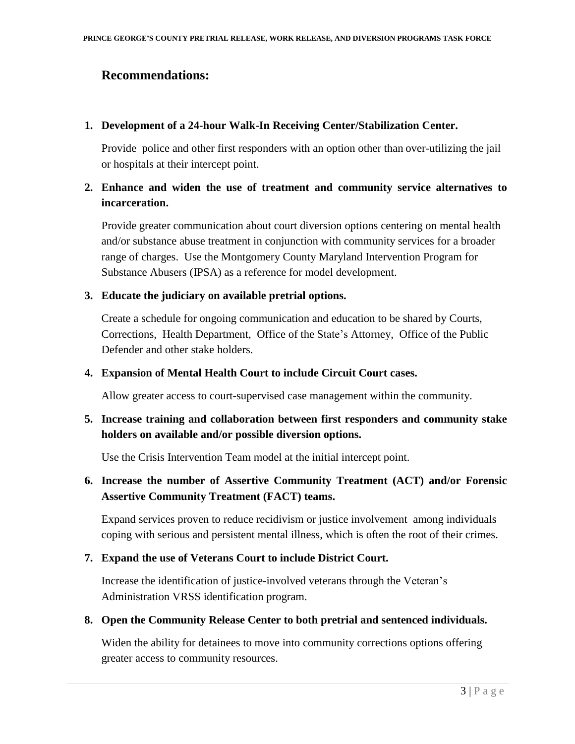## Recommendations:

1. **Development of a 24-hour Walk-In Receiving Center/Stabilization Center.**

   Provide police and other first responders with an option other than over-utilizing the jail or hospitals at their intercept point.

2. **Enhance and widen the use of treatment and community service alternatives to incarceration.**

   Provide greater communication about court diversion options centering on mental health and/or substance abuse treatment in conjunction with community services for a broader range of charges. Use the Montgomery County Maryland Intervention Program for Substance Abusers (IPSA) as a reference for model development.

3. **Educate the judiciary on available pretrial options.**

   Create a schedule for ongoing communication and education to be shared by Courts, Corrections, Health Department, Office of the State's Attorney, Office of the Public Defender and other stake holders.

4. **Expansion of Mental Health Court to include Circuit Court cases.**

   Allow greater access to court-supervised case management within the community.

5. **Increase training and collaboration between first responders and community stake holders on available and/or possible diversion options.**

   Use the Crisis Intervention Team model at the initial intercept point.

6. **Increase the number of Assertive Community Treatment (ACT) and/or Forensic Assertive Community Treatment (FACT) teams.**

   Expand services proven to reduce recidivism or justice involvement among individuals coping with serious and persistent mental illness, which is often the root of their crimes.

7. **Expand the use of Veterans Court to include District Court.**

   Increase the identification of justice-involved veterans through the Veteran's Administration VRSS identification program.

8. **Open the Community Release Center to both pretrial and sentenced individuals.**

   Widen the ability for detainees to move into community corrections options offering greater access to community resources.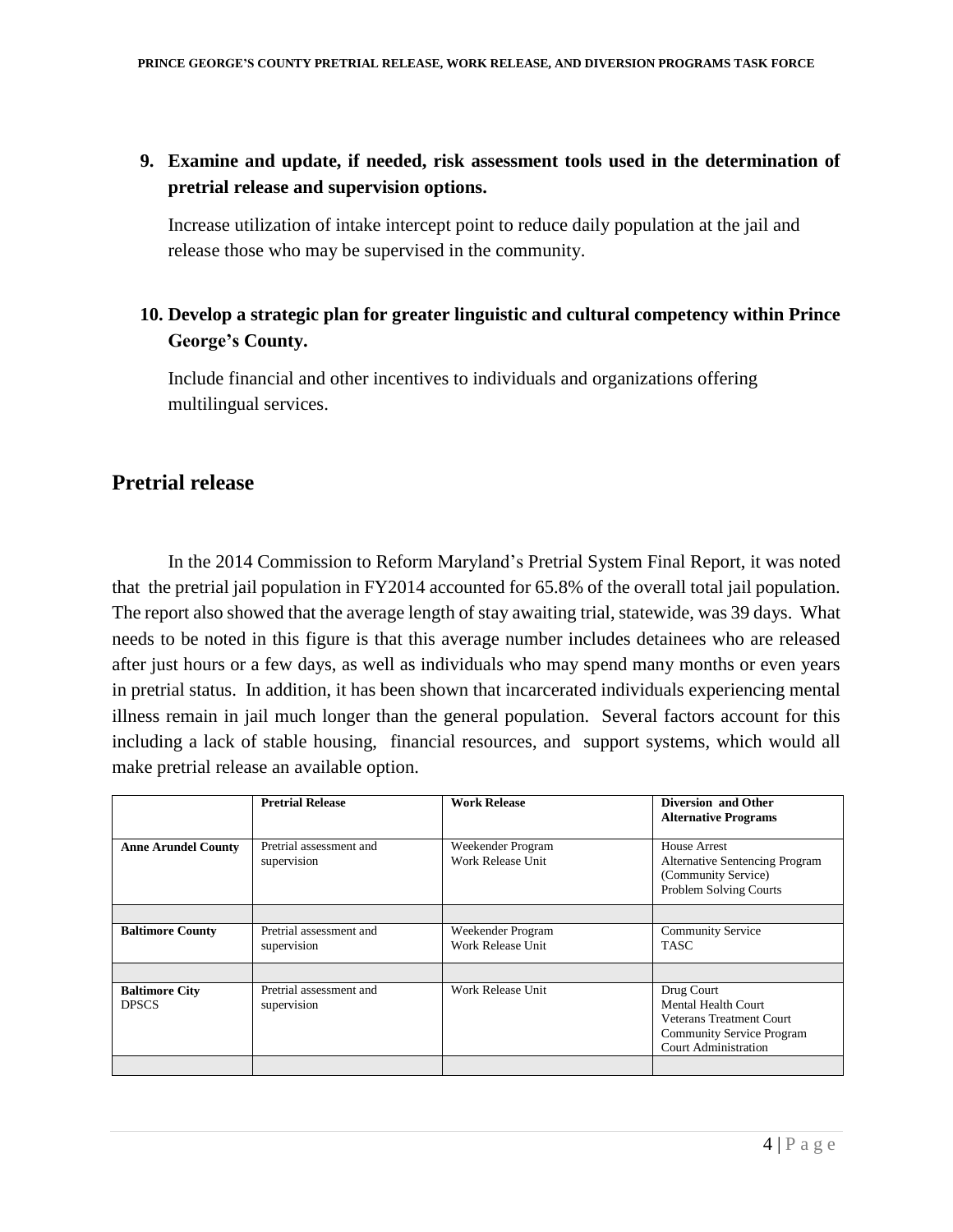9. **Examine and update, if needed, risk assessment tools used in the determination of pretrial release and supervision options.**

   Increase utilization of intake intercept point to reduce daily population at the jail and release those who may be supervised in the community.

10. **Develop a strategic plan for greater linguistic and cultural competency within Prince George's County.**

    Include financial and other incentives to individuals and organizations offering multilingual services.

## Pretrial release

In the 2014 Commission to Reform Maryland's Pretrial System Final Report, it was noted that the pretrial jail population in FY2014 accounted for 65.8% of the overall total jail population. The report also showed that the average length of stay awaiting trial, statewide, was 39 days. What needs to be noted in this figure is that this average number includes detainees who are released after just hours or a few days, as well as individuals who may spend many months or even years in pretrial status. In addition, it has been shown that incarcerated individuals experiencing mental illness remain in jail much longer than the general population. Several factors account for this including a lack of stable housing, financial resources, and support systems, which would all make pretrial release an available option.

| | **Pretrial Release** | **Work Release** | **Diversion and Other Alternative Programs** |
|---|---|---|---|
| **Anne Arundel County** | Pretrial assessment and supervision | Weekender Program<br>Work Release Unit | House Arrest<br>Alternative Sentencing Program (Community Service)<br>Problem Solving Courts |
| | | | |
| **Baltimore County** | Pretrial assessment and supervision | Weekender Program<br>Work Release Unit | Community Service<br>TASC |
| | | | |
| **Baltimore City** DPSCS | Pretrial assessment and supervision | Work Release Unit | Drug Court<br>Mental Health Court<br>Veterans Treatment Court<br>Community Service Program<br>Court Administration |
| | | | |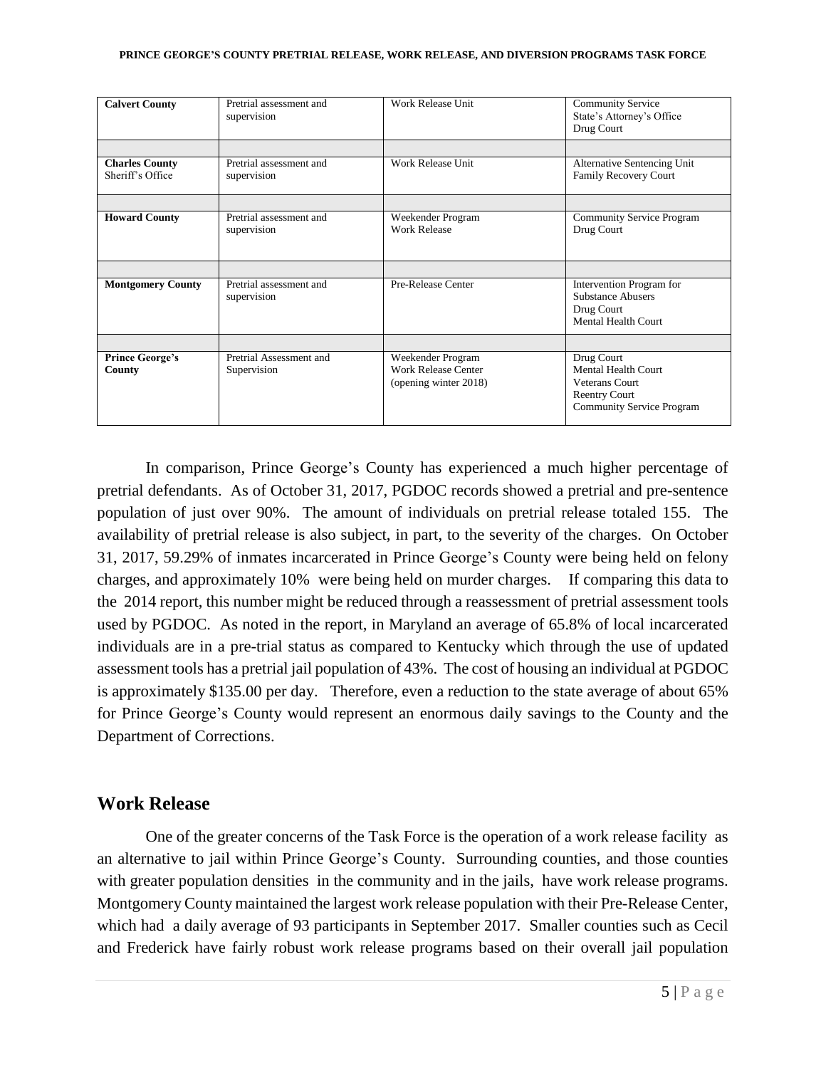| | | | |
|---|---|---|---|
| **Calvert County** | Pretrial assessment and supervision | Work Release Unit | Community Service<br>State's Attorney's Office<br>Drug Court |
| | | | |
| **Charles County**<br>Sheriff's Office | Pretrial assessment and supervision | Work Release Unit | Alternative Sentencing Unit<br>Family Recovery Court |
| | | | |
| **Howard County** | Pretrial assessment and supervision | Weekender Program<br>Work Release | Community Service Program<br>Drug Court |
| | | | |
| **Montgomery County** | Pretrial assessment and supervision | Pre-Release Center | Intervention Program for Substance Abusers<br>Drug Court<br>Mental Health Court |
| | | | |
| **Prince George's County** | Pretrial Assessment and Supervision | Weekender Program<br>Work Release Center (opening winter 2018) | Drug Court<br>Mental Health Court<br>Veterans Court<br>Reentry Court<br>Community Service Program |

In comparison, Prince George's County has experienced a much higher percentage of pretrial defendants. As of October 31, 2017, PGDOC records showed a pretrial and pre-sentence population of just over 90%. The amount of individuals on pretrial release totaled 155. The availability of pretrial release is also subject, in part, to the severity of the charges. On October 31, 2017, 59.29% of inmates incarcerated in Prince George's County were being held on felony charges, and approximately 10% were being held on murder charges. If comparing this data to the 2014 report, this number might be reduced through a reassessment of pretrial assessment tools used by PGDOC. As noted in the report, in Maryland an average of 65.8% of local incarcerated individuals are in a pre-trial status as compared to Kentucky which through the use of updated assessment tools has a pretrial jail population of 43%. The cost of housing an individual at PGDOC is approximately $135.00 per day. Therefore, even a reduction to the state average of about 65% for Prince George's County would represent an enormous daily savings to the County and the Department of Corrections.

## Work Release

One of the greater concerns of the Task Force is the operation of a work release facility as an alternative to jail within Prince George's County. Surrounding counties, and those counties with greater population densities in the community and in the jails, have work release programs. Montgomery County maintained the largest work release population with their Pre-Release Center, which had a daily average of 93 participants in September 2017. Smaller counties such as Cecil and Frederick have fairly robust work release programs based on their overall jail population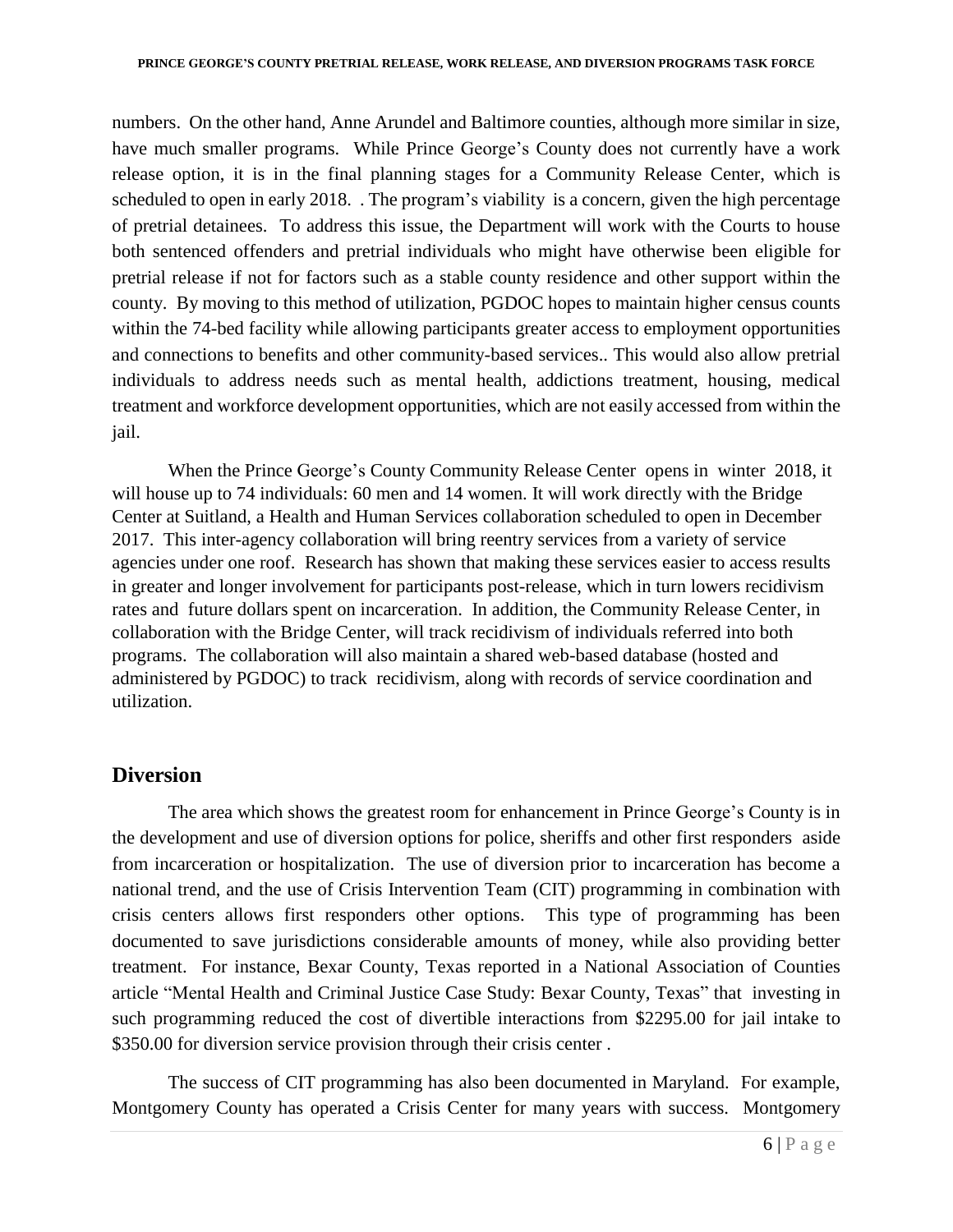numbers. On the other hand, Anne Arundel and Baltimore counties, although more similar in size, have much smaller programs. While Prince George's County does not currently have a work release option, it is in the final planning stages for a Community Release Center, which is scheduled to open in early 2018. . The program's viability is a concern, given the high percentage of pretrial detainees. To address this issue, the Department will work with the Courts to house both sentenced offenders and pretrial individuals who might have otherwise been eligible for pretrial release if not for factors such as a stable county residence and other support within the county. By moving to this method of utilization, PGDOC hopes to maintain higher census counts within the 74-bed facility while allowing participants greater access to employment opportunities and connections to benefits and other community-based services.. This would also allow pretrial individuals to address needs such as mental health, addictions treatment, housing, medical treatment and workforce development opportunities, which are not easily accessed from within the jail.

When the Prince George's County Community Release Center opens in winter 2018, it will house up to 74 individuals: 60 men and 14 women. It will work directly with the Bridge Center at Suitland, a Health and Human Services collaboration scheduled to open in December 2017. This inter-agency collaboration will bring reentry services from a variety of service agencies under one roof. Research has shown that making these services easier to access results in greater and longer involvement for participants post-release, which in turn lowers recidivism rates and future dollars spent on incarceration. In addition, the Community Release Center, in collaboration with the Bridge Center, will track recidivism of individuals referred into both programs. The collaboration will also maintain a shared web-based database (hosted and administered by PGDOC) to track recidivism, along with records of service coordination and utilization.

## Diversion

The area which shows the greatest room for enhancement in Prince George's County is in the development and use of diversion options for police, sheriffs and other first responders aside from incarceration or hospitalization. The use of diversion prior to incarceration has become a national trend, and the use of Crisis Intervention Team (CIT) programming in combination with crisis centers allows first responders other options. This type of programming has been documented to save jurisdictions considerable amounts of money, while also providing better treatment. For instance, Bexar County, Texas reported in a National Association of Counties article "Mental Health and Criminal Justice Case Study: Bexar County, Texas" that investing in such programming reduced the cost of divertible interactions from \$2295.00 for jail intake to \$350.00 for diversion service provision through their crisis center .

The success of CIT programming has also been documented in Maryland. For example, Montgomery County has operated a Crisis Center for many years with success. Montgomery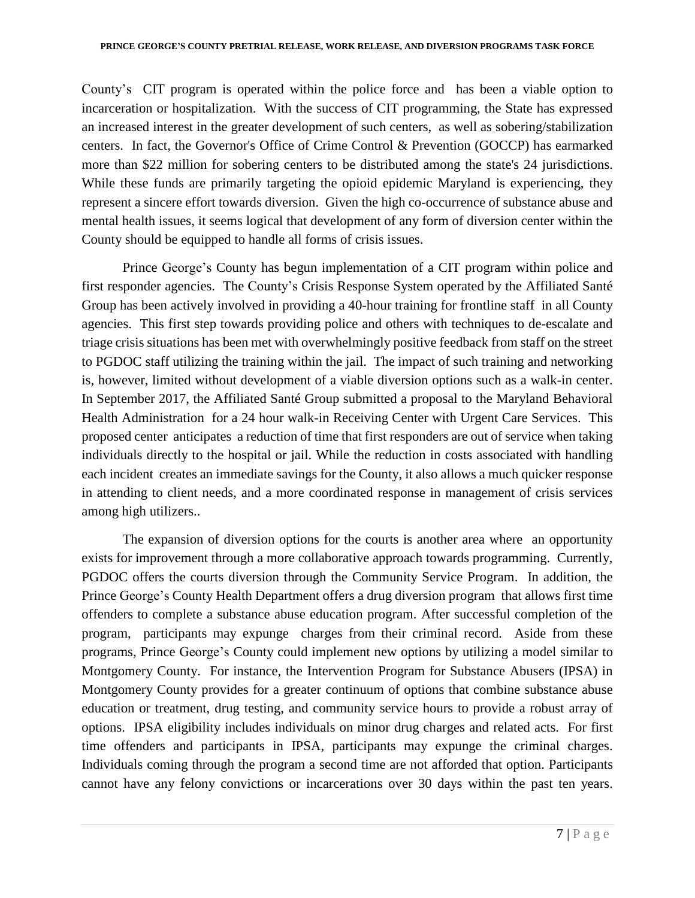County's CIT program is operated within the police force and has been a viable option to incarceration or hospitalization. With the success of CIT programming, the State has expressed an increased interest in the greater development of such centers, as well as sobering/stabilization centers. In fact, the Governor's Office of Crime Control & Prevention (GOCCP) has earmarked more than $22 million for sobering centers to be distributed among the state's 24 jurisdictions. While these funds are primarily targeting the opioid epidemic Maryland is experiencing, they represent a sincere effort towards diversion. Given the high co-occurrence of substance abuse and mental health issues, it seems logical that development of any form of diversion center within the County should be equipped to handle all forms of crisis issues.

Prince George's County has begun implementation of a CIT program within police and first responder agencies. The County's Crisis Response System operated by the Affiliated Santé Group has been actively involved in providing a 40-hour training for frontline staff in all County agencies. This first step towards providing police and others with techniques to de-escalate and triage crisis situations has been met with overwhelmingly positive feedback from staff on the street to PGDOC staff utilizing the training within the jail. The impact of such training and networking is, however, limited without development of a viable diversion options such as a walk-in center. In September 2017, the Affiliated Santé Group submitted a proposal to the Maryland Behavioral Health Administration for a 24 hour walk-in Receiving Center with Urgent Care Services. This proposed center anticipates a reduction of time that first responders are out of service when taking individuals directly to the hospital or jail. While the reduction in costs associated with handling each incident creates an immediate savings for the County, it also allows a much quicker response in attending to client needs, and a more coordinated response in management of crisis services among high utilizers..

The expansion of diversion options for the courts is another area where an opportunity exists for improvement through a more collaborative approach towards programming. Currently, PGDOC offers the courts diversion through the Community Service Program. In addition, the Prince George's County Health Department offers a drug diversion program that allows first time offenders to complete a substance abuse education program. After successful completion of the program, participants may expunge charges from their criminal record. Aside from these programs, Prince George's County could implement new options by utilizing a model similar to Montgomery County. For instance, the Intervention Program for Substance Abusers (IPSA) in Montgomery County provides for a greater continuum of options that combine substance abuse education or treatment, drug testing, and community service hours to provide a robust array of options. IPSA eligibility includes individuals on minor drug charges and related acts. For first time offenders and participants in IPSA, participants may expunge the criminal charges. Individuals coming through the program a second time are not afforded that option. Participants cannot have any felony convictions or incarcerations over 30 days within the past ten years.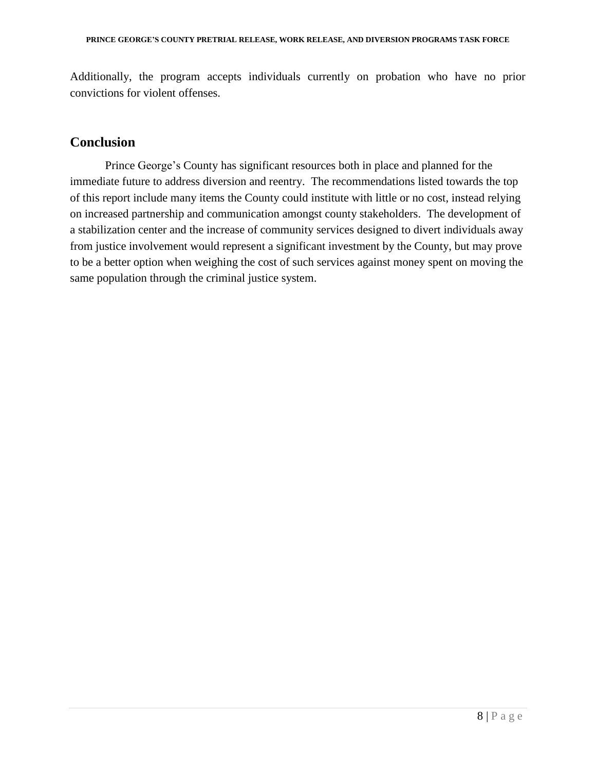Additionally, the program accepts individuals currently on probation who have no prior convictions for violent offenses.

## Conclusion

Prince George's County has significant resources both in place and planned for the immediate future to address diversion and reentry. The recommendations listed towards the top of this report include many items the County could institute with little or no cost, instead relying on increased partnership and communication amongst county stakeholders. The development of a stabilization center and the increase of community services designed to divert individuals away from justice involvement would represent a significant investment by the County, but may prove to be a better option when weighing the cost of such services against money spent on moving the same population through the criminal justice system.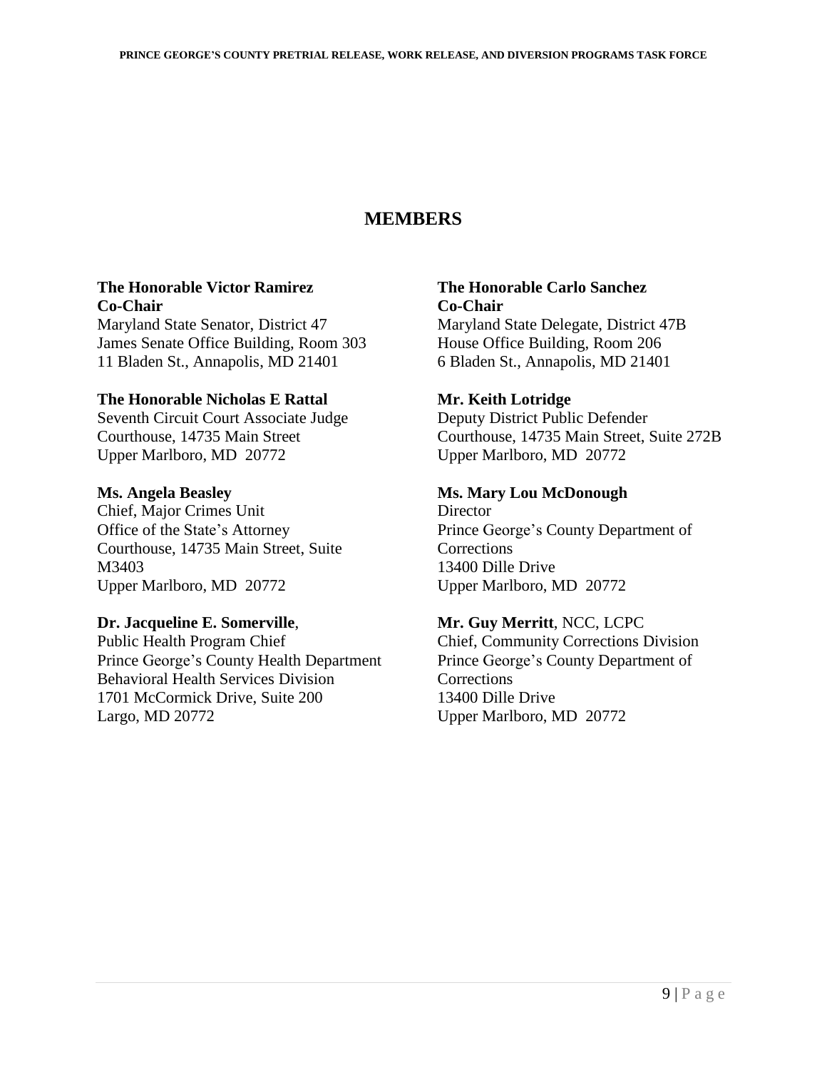## MEMBERS

**The Honorable Victor Ramirez**
**Co-Chair**
Maryland State Senator, District 47
James Senate Office Building, Room 303
11 Bladen St., Annapolis, MD 21401

**The Honorable Carlo Sanchez**
**Co-Chair**
Maryland State Delegate, District 47B
House Office Building, Room 206
6 Bladen St., Annapolis, MD 21401

**The Honorable Nicholas E Rattal**
Seventh Circuit Court Associate Judge
Courthouse, 14735 Main Street
Upper Marlboro, MD 20772

**Mr. Keith Lotridge**
Deputy District Public Defender
Courthouse, 14735 Main Street, Suite 272B
Upper Marlboro, MD 20772

**Ms. Angela Beasley**
Chief, Major Crimes Unit
Office of the State's Attorney
Courthouse, 14735 Main Street, Suite M3403
Upper Marlboro, MD 20772

**Ms. Mary Lou McDonough**
Director
Prince George's County Department of Corrections
13400 Dille Drive
Upper Marlboro, MD 20772

**Dr. Jacqueline E. Somerville**,
Public Health Program Chief
Prince George's County Health Department
Behavioral Health Services Division
1701 McCormick Drive, Suite 200
Largo, MD 20772

**Mr. Guy Merritt**, NCC, LCPC
Chief, Community Corrections Division
Prince George's County Department of Corrections
13400 Dille Drive
Upper Marlboro, MD 20772